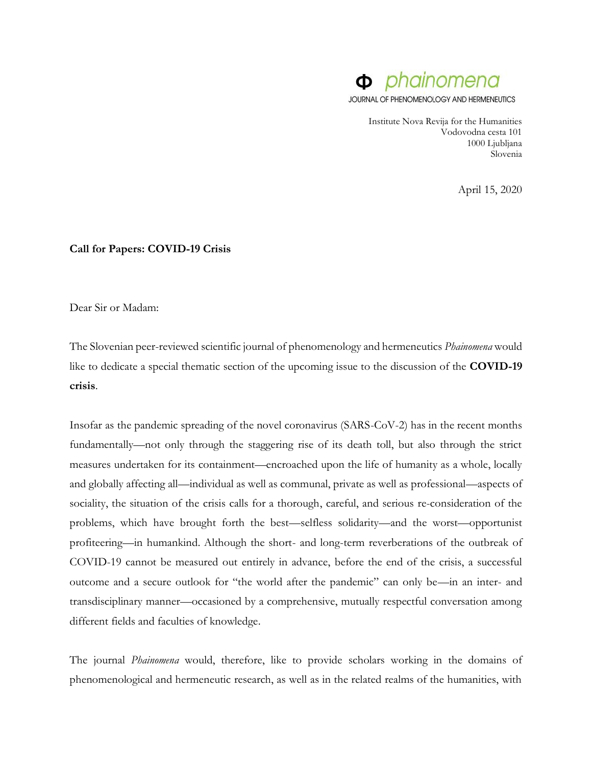**Φ phainomena**
JOURNAL OF PHENOMENOLOGY AND HERMENEUTICS

Institute Nova Revija for the Humanities
Vodovodna cesta 101
1000 Ljubljana
Slovenia

April 15, 2020

**Call for Papers: COVID-19 Crisis**

Dear Sir or Madam:

The Slovenian peer-reviewed scientific journal of phenomenology and hermeneutics *Phainomena* would like to dedicate a special thematic section of the upcoming issue to the discussion of the **COVID-19 crisis**.

Insofar as the pandemic spreading of the novel coronavirus (SARS-CoV-2) has in the recent months fundamentally—not only through the staggering rise of its death toll, but also through the strict measures undertaken for its containment—encroached upon the life of humanity as a whole, locally and globally affecting all—individual as well as communal, private as well as professional—aspects of sociality, the situation of the crisis calls for a thorough, careful, and serious re-consideration of the problems, which have brought forth the best—selfless solidarity—and the worst—opportunist profiteering—in humankind. Although the short- and long-term reverberations of the outbreak of COVID-19 cannot be measured out entirely in advance, before the end of the crisis, a successful outcome and a secure outlook for "the world after the pandemic" can only be—in an inter- and transdisciplinary manner—occasioned by a comprehensive, mutually respectful conversation among different fields and faculties of knowledge.

The journal *Phainomena* would, therefore, like to provide scholars working in the domains of phenomenological and hermeneutic research, as well as in the related realms of the humanities, with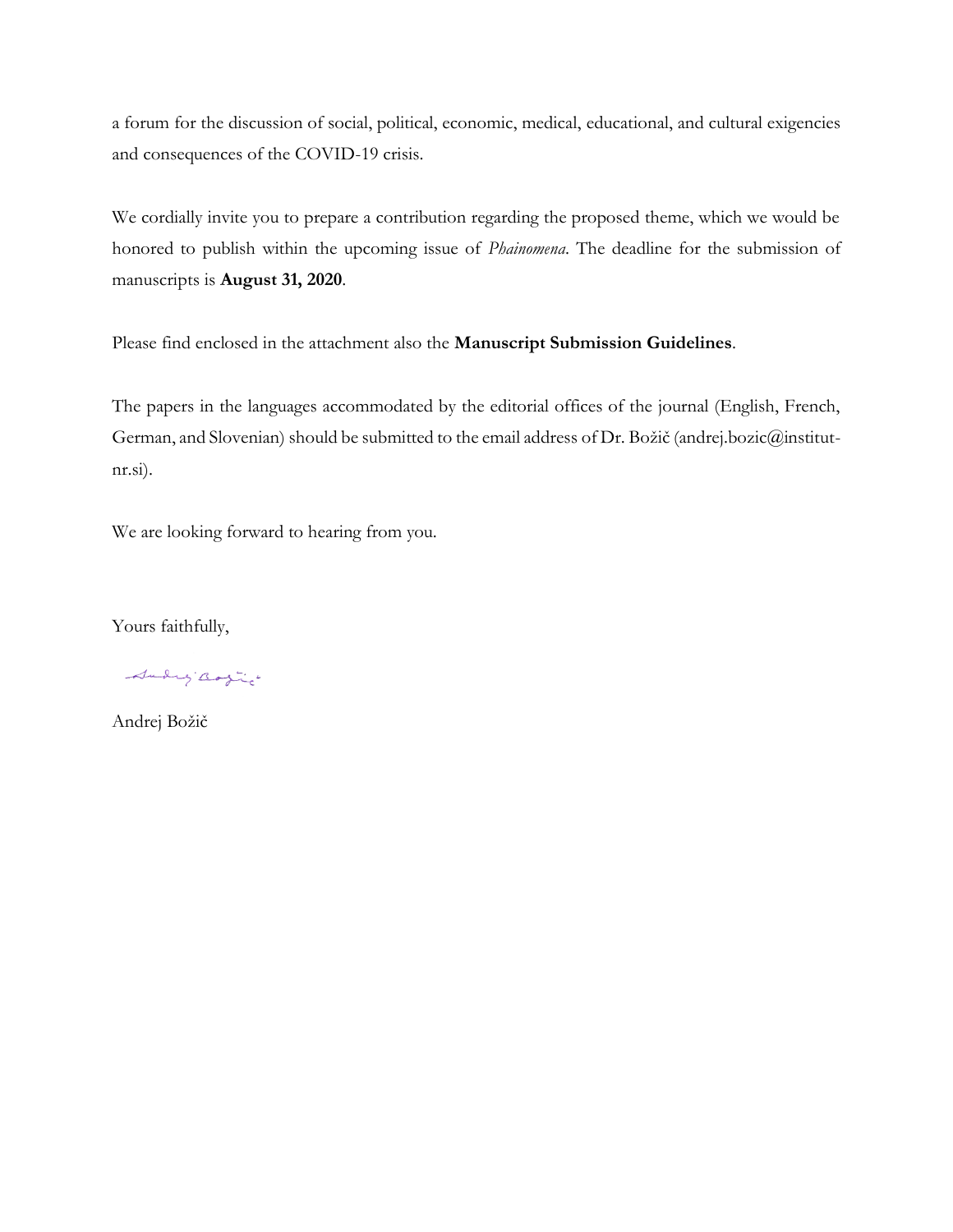a forum for the discussion of social, political, economic, medical, educational, and cultural exigencies and consequences of the COVID-19 crisis.

We cordially invite you to prepare a contribution regarding the proposed theme, which we would be honored to publish within the upcoming issue of *Phainomena*. The deadline for the submission of manuscripts is **August 31, 2020**.

Please find enclosed in the attachment also the **Manuscript Submission Guidelines**.

The papers in the languages accommodated by the editorial offices of the journal (English, French, German, and Slovenian) should be submitted to the email address of Dr. Božič (andrej.bozic@institut-nr.si).

We are looking forward to hearing from you.

Yours faithfully,

Andrej Božič